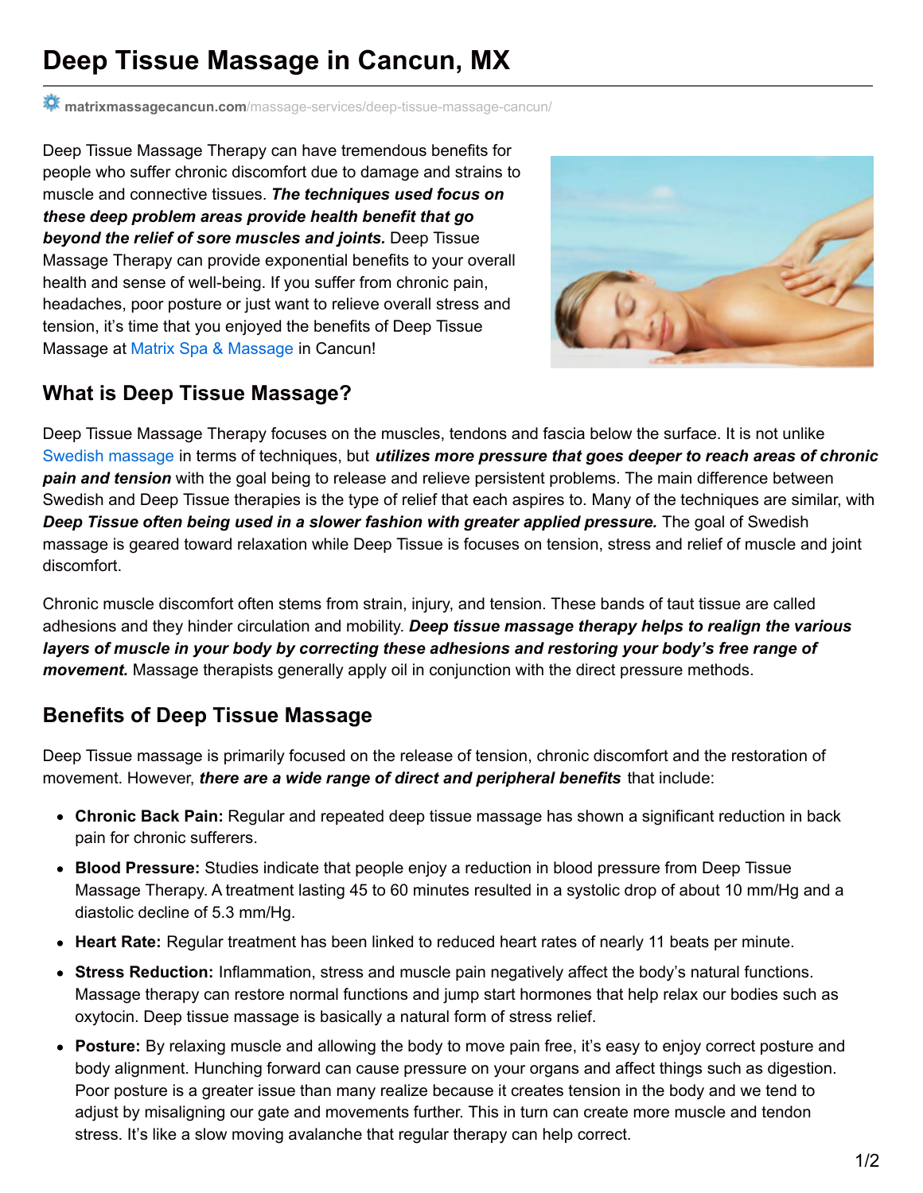# Deep Tissue Massage in Cancun, MX

matrixmassagecancun.com/massage-services/deep-tissue-massage-cancun/

Deep Tissue Massage Therapy can have tremendous benefits for people who suffer chronic discomfort due to damage and strains to muscle and connective tissues. ***The techniques used focus on these deep problem areas provide health benefit that go beyond the relief of sore muscles and joints.*** Deep Tissue Massage Therapy can provide exponential benefits to your overall health and sense of well-being. If you suffer from chronic pain, headaches, poor posture or just want to relieve overall stress and tension, it's time that you enjoyed the benefits of Deep Tissue Massage at Matrix Spa & Massage in Cancun!

## What is Deep Tissue Massage?

Deep Tissue Massage Therapy focuses on the muscles, tendons and fascia below the surface. It is not unlike Swedish massage in terms of techniques, but ***utilizes more pressure that goes deeper to reach areas of chronic pain and tension*** with the goal being to release and relieve persistent problems. The main difference between Swedish and Deep Tissue therapies is the type of relief that each aspires to. Many of the techniques are similar, with ***Deep Tissue often being used in a slower fashion with greater applied pressure.*** The goal of Swedish massage is geared toward relaxation while Deep Tissue is focuses on tension, stress and relief of muscle and joint discomfort.

Chronic muscle discomfort often stems from strain, injury, and tension. These bands of taut tissue are called adhesions and they hinder circulation and mobility. ***Deep tissue massage therapy helps to realign the various layers of muscle in your body by correcting these adhesions and restoring your body's free range of movement.*** Massage therapists generally apply oil in conjunction with the direct pressure methods.

## Benefits of Deep Tissue Massage

Deep Tissue massage is primarily focused on the release of tension, chronic discomfort and the restoration of movement. However, ***there are a wide range of direct and peripheral benefits*** that include:

- **Chronic Back Pain:** Regular and repeated deep tissue massage has shown a significant reduction in back pain for chronic sufferers.
- **Blood Pressure:** Studies indicate that people enjoy a reduction in blood pressure from Deep Tissue Massage Therapy. A treatment lasting 45 to 60 minutes resulted in a systolic drop of about 10 mm/Hg and a diastolic decline of 5.3 mm/Hg.
- **Heart Rate:** Regular treatment has been linked to reduced heart rates of nearly 11 beats per minute.
- **Stress Reduction:** Inflammation, stress and muscle pain negatively affect the body's natural functions. Massage therapy can restore normal functions and jump start hormones that help relax our bodies such as oxytocin. Deep tissue massage is basically a natural form of stress relief.
- **Posture:** By relaxing muscle and allowing the body to move pain free, it's easy to enjoy correct posture and body alignment. Hunching forward can cause pressure on your organs and affect things such as digestion. Poor posture is a greater issue than many realize because it creates tension in the body and we tend to adjust by misaligning our gate and movements further. This in turn can create more muscle and tendon stress. It's like a slow moving avalanche that regular therapy can help correct.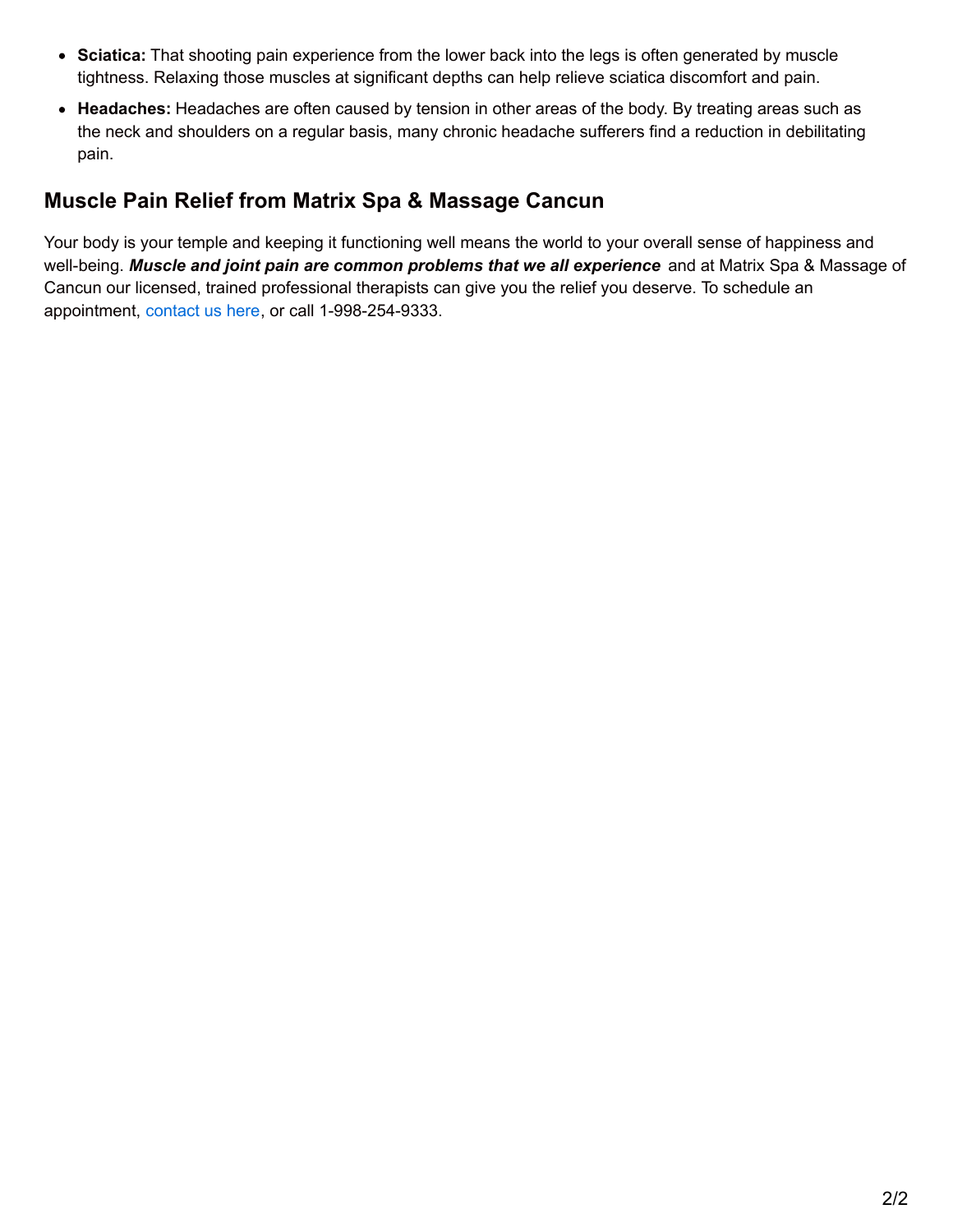- **Sciatica:** That shooting pain experience from the lower back into the legs is often generated by muscle tightness. Relaxing those muscles at significant depths can help relieve sciatica discomfort and pain.
- **Headaches:** Headaches are often caused by tension in other areas of the body. By treating areas such as the neck and shoulders on a regular basis, many chronic headache sufferers find a reduction in debilitating pain.

## Muscle Pain Relief from Matrix Spa & Massage Cancun

Your body is your temple and keeping it functioning well means the world to your overall sense of happiness and well-being. ***Muscle and joint pain are common problems that we all experience*** and at Matrix Spa & Massage of Cancun our licensed, trained professional therapists can give you the relief you deserve. To schedule an appointment, contact us here, or call 1-998-254-9333.